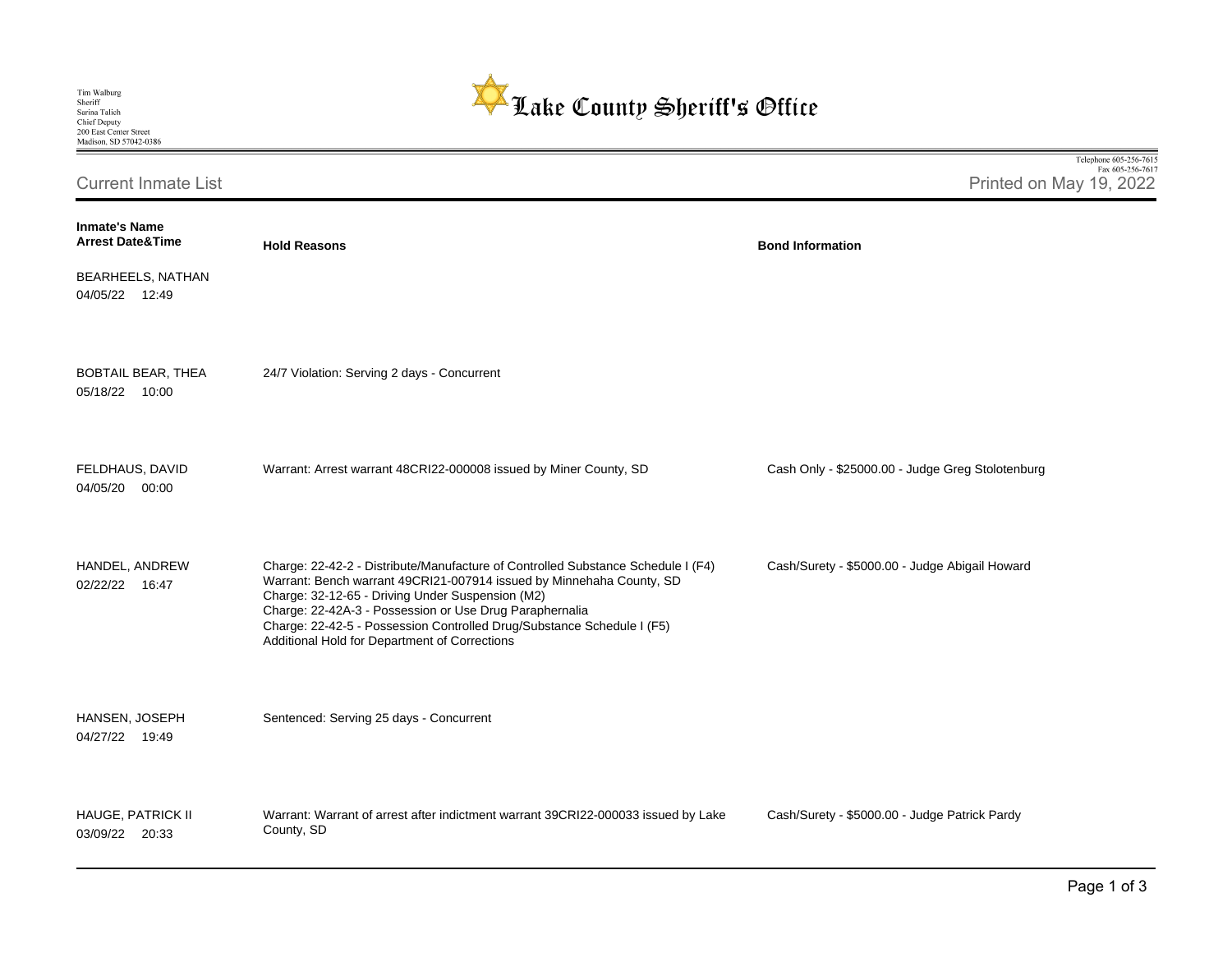Tim Walburg
Sheriff
Sarina Talich
Chief Deputy
200 East Center Street
Madison, SD 57042-0386

# Lake County Sheriff's Office

Telephone 605-256-7615
Fax 605-256-7617

## Current Inmate List

Printed on May 19, 2022

| Inmate's Name<br>Arrest Date&Time | Hold Reasons | Bond Information |
|---|---|---|
| BEARHEELS, NATHAN<br>04/05/22 12:49 | | |
| BOBTAIL BEAR, THEA<br>05/18/22 10:00 | 24/7 Violation: Serving 2 days - Concurrent | |
| FELDHAUS, DAVID<br>04/05/20 00:00 | Warrant: Arrest warrant 48CRI22-000008 issued by Miner County, SD | Cash Only - $25000.00 - Judge Greg Stolotenburg |
| HANDEL, ANDREW<br>02/22/22 16:47 | Charge: 22-42-2 - Distribute/Manufacture of Controlled Substance Schedule I (F4)<br>Warrant: Bench warrant 49CRI21-007914 issued by Minnehaha County, SD<br>Charge: 32-12-65 - Driving Under Suspension (M2)<br>Charge: 22-42A-3 - Possession or Use Drug Paraphernalia<br>Charge: 22-42-5 - Possession Controlled Drug/Substance Schedule I (F5)<br>Additional Hold for Department of Corrections | Cash/Surety - $5000.00 - Judge Abigail Howard |
| HANSEN, JOSEPH<br>04/27/22 19:49 | Sentenced: Serving 25 days - Concurrent | |
| HAUGE, PATRICK II<br>03/09/22 20:33 | Warrant: Warrant of arrest after indictment warrant 39CRI22-000033 issued by Lake County, SD | Cash/Surety - $5000.00 - Judge Patrick Pardy |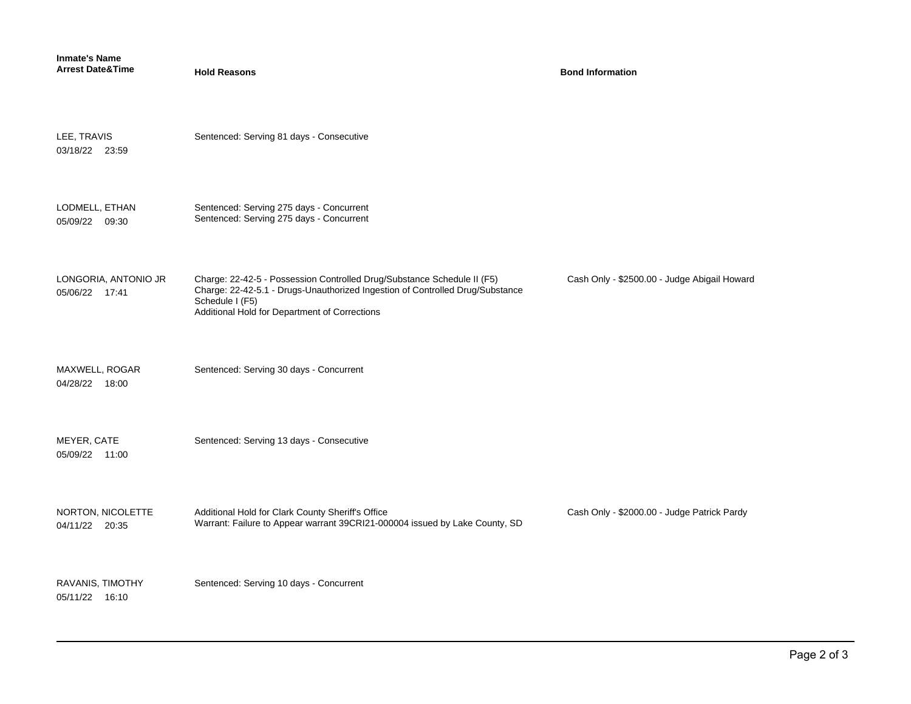| Inmate's Name<br>Arrest Date&Time | Hold Reasons | Bond Information |
| --- | --- | --- |
| LEE, TRAVIS<br>03/18/22 23:59 | Sentenced: Serving 81 days - Consecutive | |
| LODMELL, ETHAN<br>05/09/22 09:30 | Sentenced: Serving 275 days - Concurrent<br>Sentenced: Serving 275 days - Concurrent | |
| LONGORIA, ANTONIO JR<br>05/06/22 17:41 | Charge: 22-42-5 - Possession Controlled Drug/Substance Schedule II (F5)<br>Charge: 22-42-5.1 - Drugs-Unauthorized Ingestion of Controlled Drug/Substance Schedule I (F5)<br>Additional Hold for Department of Corrections | Cash Only - $2500.00 - Judge Abigail Howard |
| MAXWELL, ROGAR<br>04/28/22 18:00 | Sentenced: Serving 30 days - Concurrent | |
| MEYER, CATE<br>05/09/22 11:00 | Sentenced: Serving 13 days - Consecutive | |
| NORTON, NICOLETTE<br>04/11/22 20:35 | Additional Hold for Clark County Sheriff's Office<br>Warrant: Failure to Appear warrant 39CRI21-000004 issued by Lake County, SD | Cash Only - $2000.00 - Judge Patrick Pardy |
| RAVANIS, TIMOTHY<br>05/11/22 16:10 | Sentenced: Serving 10 days - Concurrent | |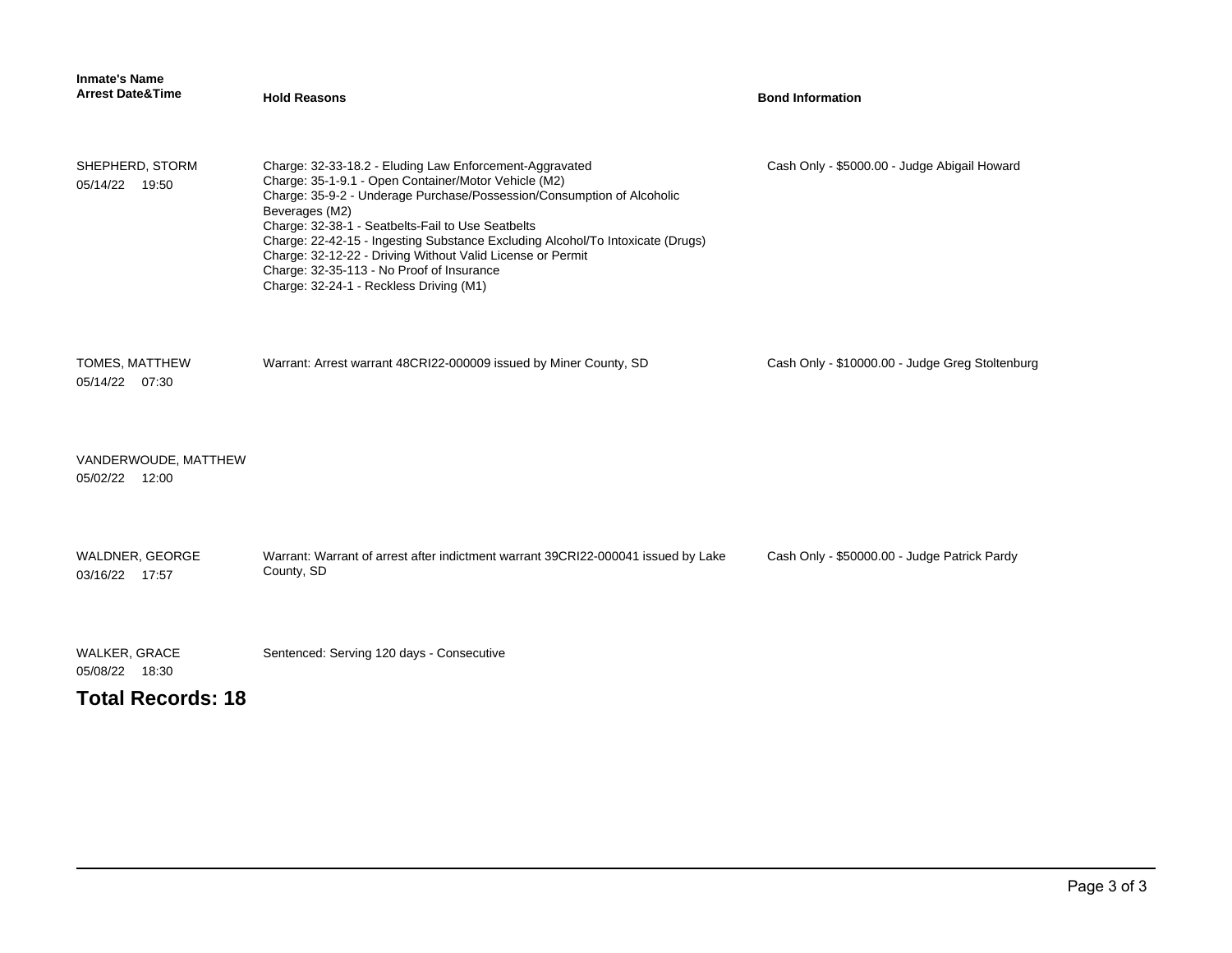| Inmate's Name<br>Arrest Date&Time | Hold Reasons | Bond Information |
|---|---|---|
| SHEPHERD, STORM<br>05/14/22 19:50 | Charge: 32-33-18.2 - Eluding Law Enforcement-Aggravated<br>Charge: 35-1-9.1 - Open Container/Motor Vehicle (M2)<br>Charge: 35-9-2 - Underage Purchase/Possession/Consumption of Alcoholic Beverages (M2)<br>Charge: 32-38-1 - Seatbelts-Fail to Use Seatbelts<br>Charge: 22-42-15 - Ingesting Substance Excluding Alcohol/To Intoxicate (Drugs)<br>Charge: 32-12-22 - Driving Without Valid License or Permit<br>Charge: 32-35-113 - No Proof of Insurance<br>Charge: 32-24-1 - Reckless Driving (M1) | Cash Only - $5000.00 - Judge Abigail Howard |
| TOMES, MATTHEW<br>05/14/22 07:30 | Warrant: Arrest warrant 48CRI22-000009 issued by Miner County, SD | Cash Only - $10000.00 - Judge Greg Stoltenburg |
| VANDERWOUDE, MATTHEW<br>05/02/22 12:00 | | |
| WALDNER, GEORGE<br>03/16/22 17:57 | Warrant: Warrant of arrest after indictment warrant 39CRI22-000041 issued by Lake County, SD | Cash Only - $50000.00 - Judge Patrick Pardy |
| WALKER, GRACE<br>05/08/22 18:30 | Sentenced: Serving 120 days - Consecutive | |

## Total Records: 18